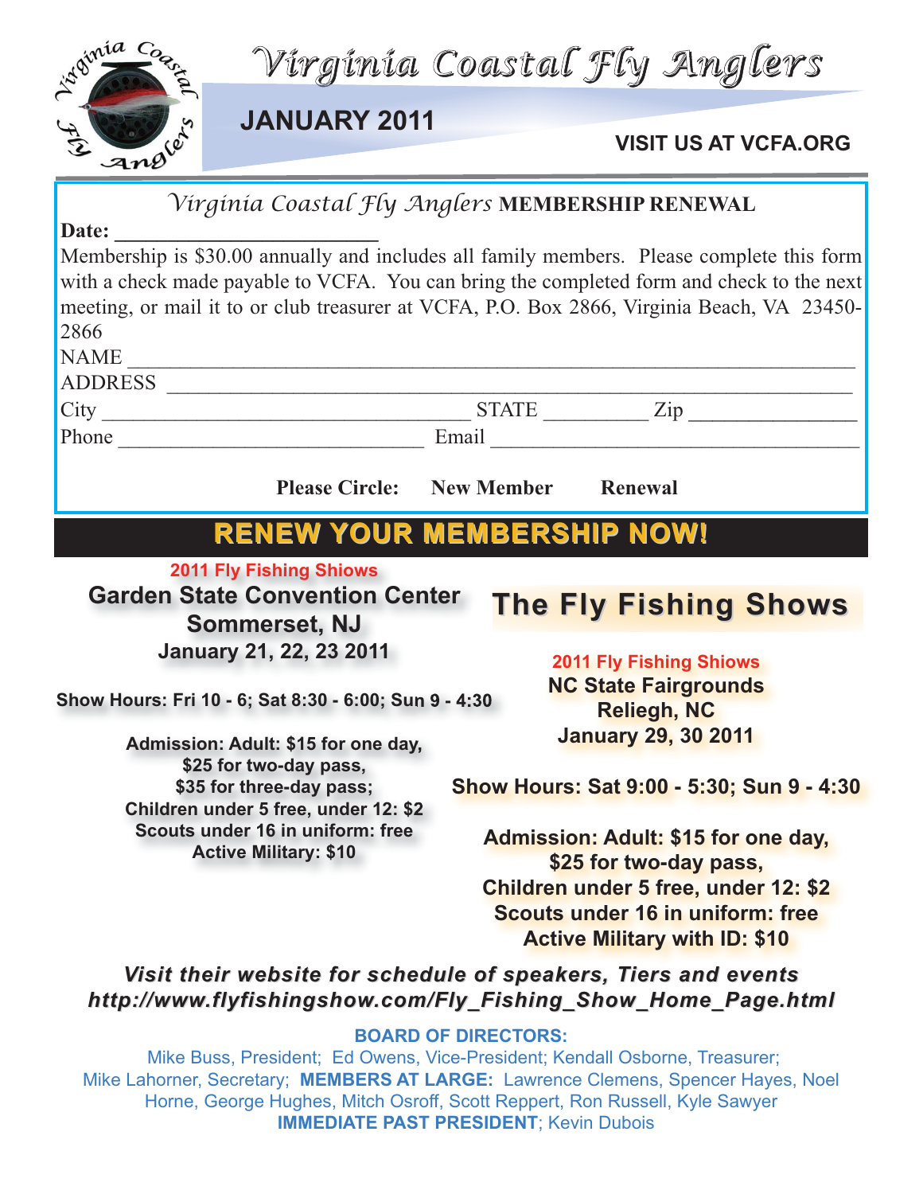# Virginia Coastal Fly Anglers

## JANUARY 2011

**VISIT US AT VCFA.ORG**

## *Virginia Coastal Fly Anglers* MEMBERSHIP RENEWAL

**Date: ________________________**

Membership is $30.00 annually and includes all family members. Please complete this form with a check made payable to VCFA. You can bring the completed form and check to the next meeting, or mail it to or club treasurer at VCFA, P.O. Box 2866, Virginia Beach, VA 23450-2866

NAME ____________________________________________________________

ADDRESS __________________________________________________________

City ______________________________ STATE _________ Zip ______________

Phone ___________________________ Email ________________________________

**Please Circle: New Member Renewal**

## RENEW YOUR MEMBERSHIP NOW!

## The Fly Fishing Shows

**2011 Fly Fishing Shiows**

**Garden State Convention Center**
**Sommerset, NJ**
**January 21, 22, 23 2011**

**Show Hours: Fri 10 - 6; Sat 8:30 - 6:00; Sun 9 - 4:30**

**Admission: Adult: $15 for one day,**
**$25 for two-day pass,**
**$35 for three-day pass;**
**Children under 5 free, under 12: $2**
**Scouts under 16 in uniform: free**
**Active Military: $10**

**2011 Fly Fishing Shiows**

**NC State Fairgrounds**
**Reliegh, NC**
**January 29, 30 2011**

**Show Hours: Sat 9:00 - 5:30; Sun 9 - 4:30**

**Admission: Adult: $15 for one day,**
**$25 for two-day pass,**
**Children under 5 free, under 12: $2**
**Scouts under 16 in uniform: free**
**Active Military with ID: $10**

***Visit their website for schedule of speakers, Tiers and events***
***http://www.flyfishingshow.com/Fly_Fishing_Show_Home_Page.html***

**BOARD OF DIRECTORS:**

Mike Buss, President; Ed Owens, Vice-President; Kendall Osborne, Treasurer; Mike Lahorner, Secretary; **MEMBERS AT LARGE:** Lawrence Clemens, Spencer Hayes, Noel Horne, George Hughes, Mitch Osroff, Scott Reppert, Ron Russell, Kyle Sawyer **IMMEDIATE PAST PRESIDENT**; Kevin Dubois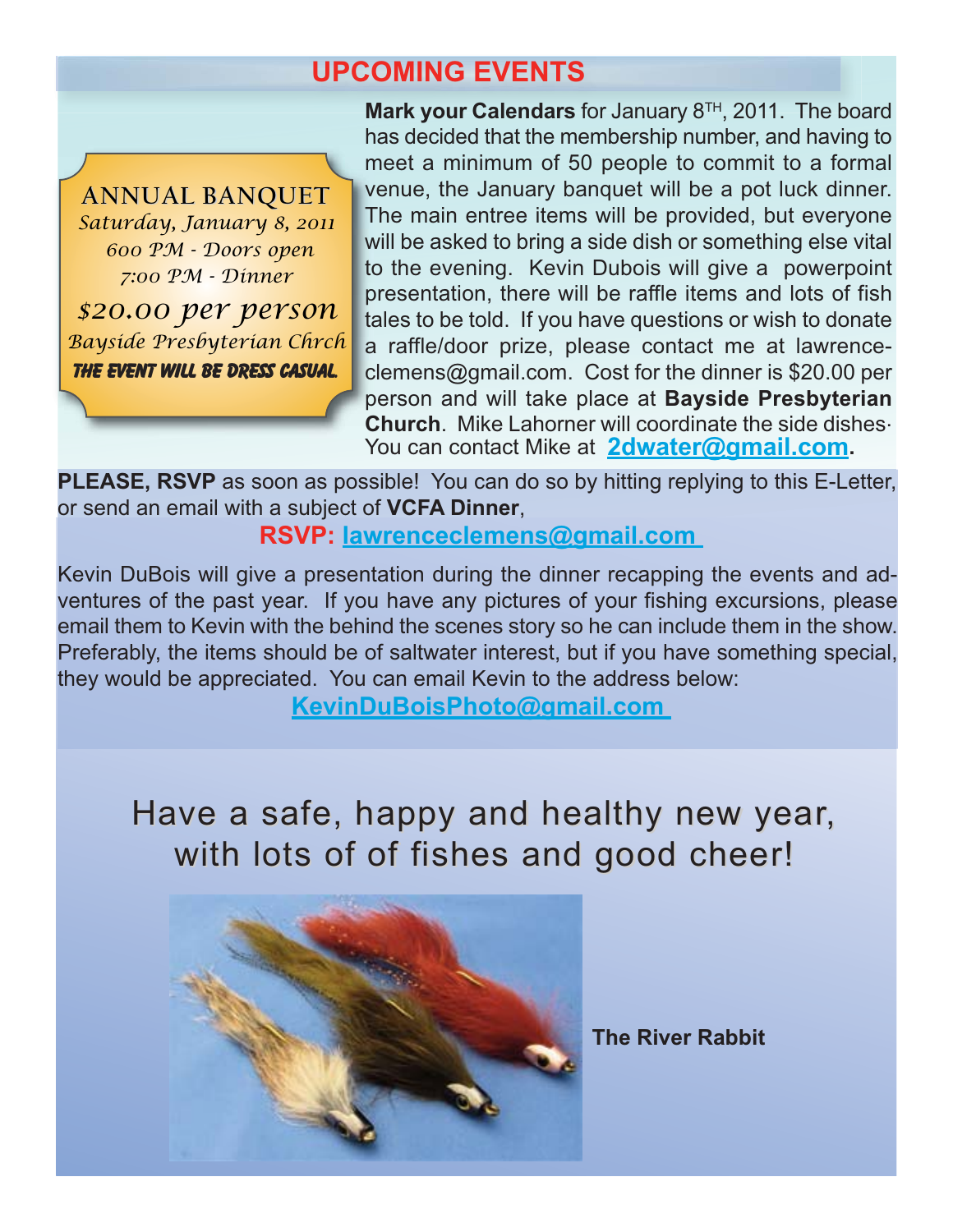## UPCOMING EVENTS

**ANNUAL BANQUET**

*Saturday, January 8, 2011*

*600 PM - Doors open*

*7:00 PM - Dinner*

*$20.00 per person*

*Bayside Presbyterian Chrch*

**THE EVENT WILL BE DRESS CASUAL**

**Mark your Calendars** for January 8TH, 2011. The board has decided that the membership number, and having to meet a minimum of 50 people to commit to a formal venue, the January banquet will be a pot luck dinner. The main entree items will be provided, but everyone will be asked to bring a side dish or something else vital to the evening. Kevin Dubois will give a powerpoint presentation, there will be raffle items and lots of fish tales to be told. If you have questions or wish to donate a raffle/door prize, please contact me at lawrence-clemens@gmail.com. Cost for the dinner is $20.00 per person and will take place at **Bayside Presbyterian Church**. Mike Lahorner will coordinate the side dishes. You can contact Mike at **2dwater@gmail.com.**

**PLEASE, RSVP** as soon as possible! You can do so by hitting replying to this E-Letter, or send an email with a subject of **VCFA Dinner**,

**RSVP: lawrenceclemens@gmail.com**

Kevin DuBois will give a presentation during the dinner recapping the events and adventures of the past year. If you have any pictures of your fishing excursions, please email them to Kevin with the behind the scenes story so he can include them in the show. Preferably, the items should be of saltwater interest, but if you have something special, they would be appreciated. You can email Kevin to the address below:

**KevinDuBoisPhoto@gmail.com**

Have a safe, happy and healthy new year, with lots of of fishes and good cheer!

**The River Rabbit**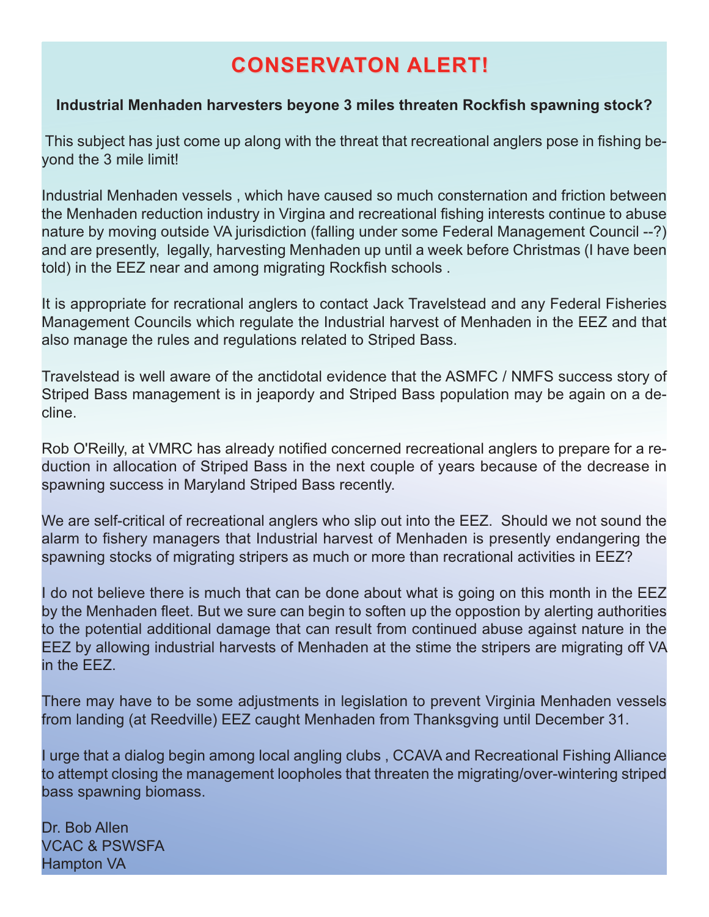# CONSERVATON ALERT!

**Industrial Menhaden harvesters beyone 3 miles threaten Rockfish spawning stock?**

This subject has just come up along with the threat that recreational anglers pose in fishing beyond the 3 mile limit!

Industrial Menhaden vessels , which have caused so much consternation and friction between the Menhaden reduction industry in Virgina and recreational fishing interests continue to abuse nature by moving outside VA jurisdiction (falling under some Federal Management Council --?) and are presently, legally, harvesting Menhaden up until a week before Christmas (I have been told) in the EEZ near and among migrating Rockfish schools .

It is appropriate for recrational anglers to contact Jack Travelstead and any Federal Fisheries Management Councils which regulate the Industrial harvest of Menhaden in the EEZ and that also manage the rules and regulations related to Striped Bass.

Travelstead is well aware of the anctidotal evidence that the ASMFC / NMFS success story of Striped Bass management is in jeapordy and Striped Bass population may be again on a decline.

Rob O'Reilly, at VMRC has already notified concerned recreational anglers to prepare for a reduction in allocation of Striped Bass in the next couple of years because of the decrease in spawning success in Maryland Striped Bass recently.

We are self-critical of recreational anglers who slip out into the EEZ. Should we not sound the alarm to fishery managers that Industrial harvest of Menhaden is presently endangering the spawning stocks of migrating stripers as much or more than recrational activities in EEZ?

I do not believe there is much that can be done about what is going on this month in the EEZ by the Menhaden fleet. But we sure can begin to soften up the oppostion by alerting authorities to the potential additional damage that can result from continued abuse against nature in the EEZ by allowing industrial harvests of Menhaden at the stime the stripers are migrating off VA in the EEZ.

There may have to be some adjustments in legislation to prevent Virginia Menhaden vessels from landing (at Reedville) EEZ caught Menhaden from Thanksgving until December 31.

I urge that a dialog begin among local angling clubs , CCAVA and Recreational Fishing Alliance to attempt closing the management loopholes that threaten the migrating/over-wintering striped bass spawning biomass.

Dr. Bob Allen
VCAC & PSWSFA
Hampton VA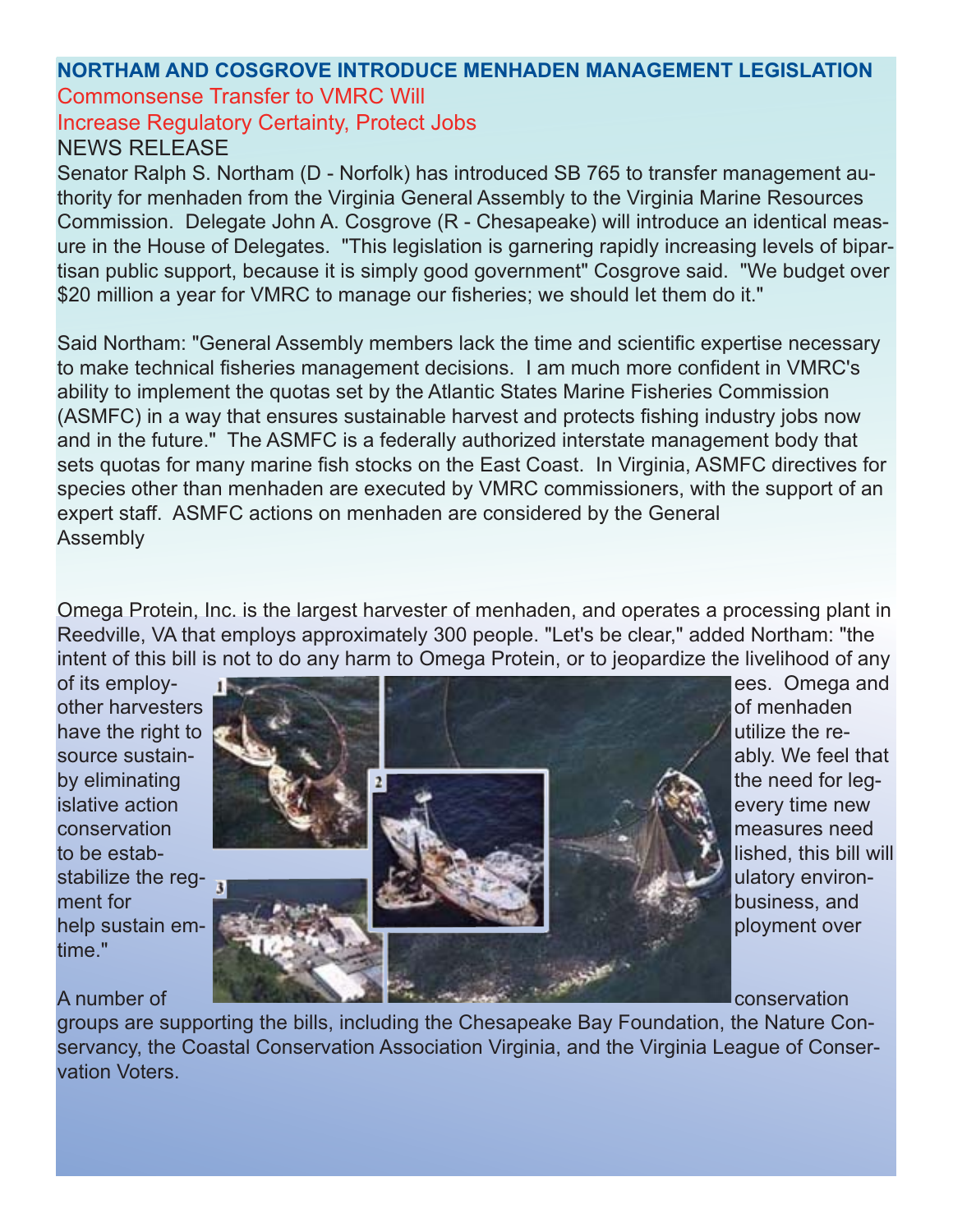## NORTHAM AND COSGROVE INTRODUCE MENHADEN MANAGEMENT LEGISLATION

### Commonsense Transfer to VMRC Will Increase Regulatory Certainty, Protect Jobs

NEWS RELEASE

Senator Ralph S. Northam (D - Norfolk) has introduced SB 765 to transfer management authority for menhaden from the Virginia General Assembly to the Virginia Marine Resources Commission. Delegate John A. Cosgrove (R - Chesapeake) will introduce an identical measure in the House of Delegates. "This legislation is garnering rapidly increasing levels of bipartisan public support, because it is simply good government" Cosgrove said. "We budget over $20 million a year for VMRC to manage our fisheries; we should let them do it."

Said Northam: "General Assembly members lack the time and scientific expertise necessary to make technical fisheries management decisions. I am much more confident in VMRC's ability to implement the quotas set by the Atlantic States Marine Fisheries Commission (ASMFC) in a way that ensures sustainable harvest and protects fishing industry jobs now and in the future." The ASMFC is a federally authorized interstate management body that sets quotas for many marine fish stocks on the East Coast. In Virginia, ASMFC directives for species other than menhaden are executed by VMRC commissioners, with the support of an expert staff. ASMFC actions on menhaden are considered by the General Assembly

Omega Protein, Inc. is the largest harvester of menhaden, and operates a processing plant in Reedville, VA that employs approximately 300 people. "Let's be clear," added Northam: "the intent of this bill is not to do any harm to Omega Protein, or to jeopardize the livelihood of any of its employees. Omega and other harvesters of menhaden have the right to utilize the resource sustainably. We feel that by eliminating the need for legislative action every time new conservation measures need to be established, this bill will stabilize the regulatory environment for business, and help sustain employment over time."

A number of conservation groups are supporting the bills, including the Chesapeake Bay Foundation, the Nature Conservancy, the Coastal Conservation Association Virginia, and the Virginia League of Conservation Voters.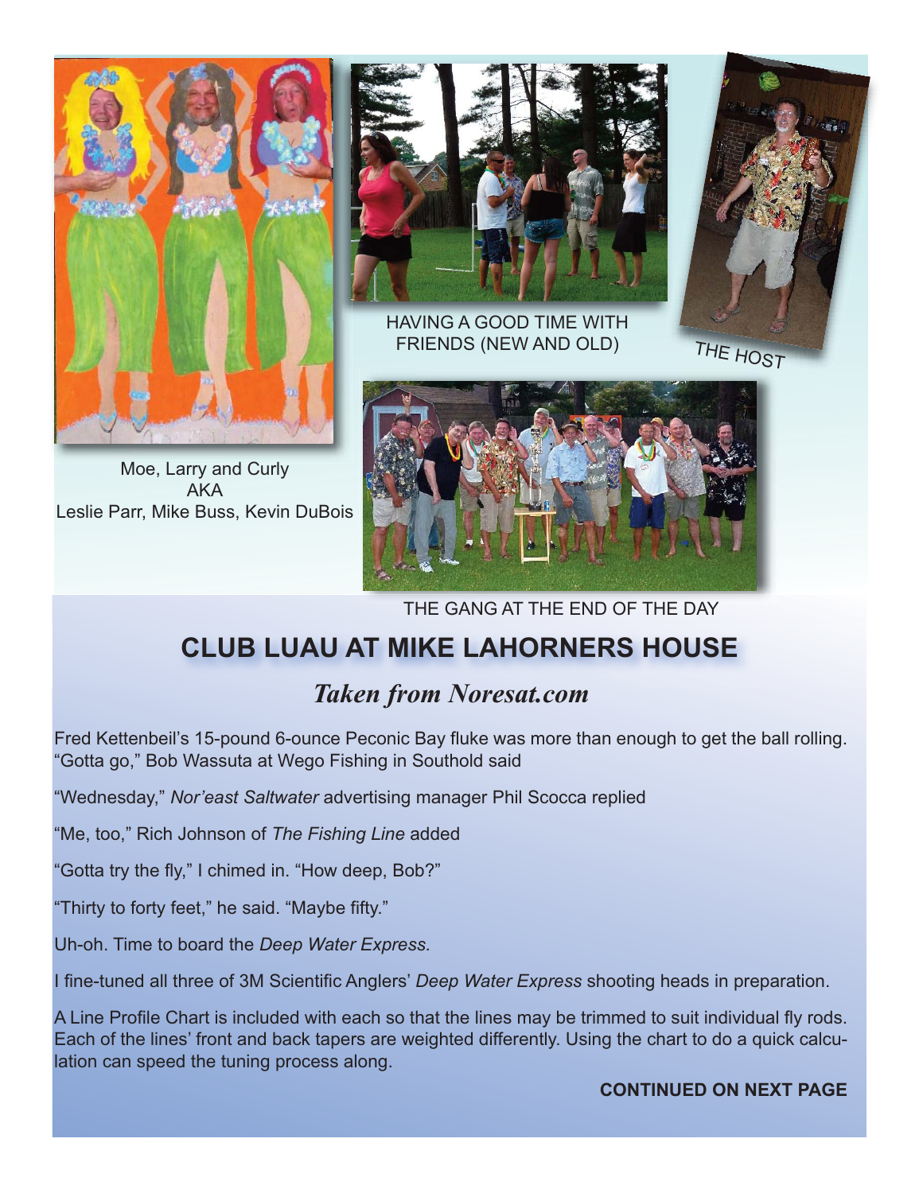Moe, Larry and Curly
AKA
Leslie Parr, Mike Buss, Kevin DuBois

HAVING A GOOD TIME WITH FRIENDS (NEW AND OLD)

THE HOST

THE GANG AT THE END OF THE DAY

## CLUB LUAU AT MIKE LAHORNERS HOUSE

### *Taken from Noresat.com*

Fred Kettenbeil's 15-pound 6-ounce Peconic Bay fluke was more than enough to get the ball rolling. "Gotta go," Bob Wassuta at Wego Fishing in Southold said

"Wednesday," *Nor'east Saltwater* advertising manager Phil Scocca replied

"Me, too," Rich Johnson of *The Fishing Line* added

"Gotta try the fly," I chimed in. "How deep, Bob?"

"Thirty to forty feet," he said. "Maybe fifty."

Uh-oh. Time to board the *Deep Water Express*.

I fine-tuned all three of 3M Scientific Anglers' *Deep Water Express* shooting heads in preparation.

A Line Profile Chart is included with each so that the lines may be trimmed to suit individual fly rods. Each of the lines' front and back tapers are weighted differently. Using the chart to do a quick calculation can speed the tuning process along.

**CONTINUED ON NEXT PAGE**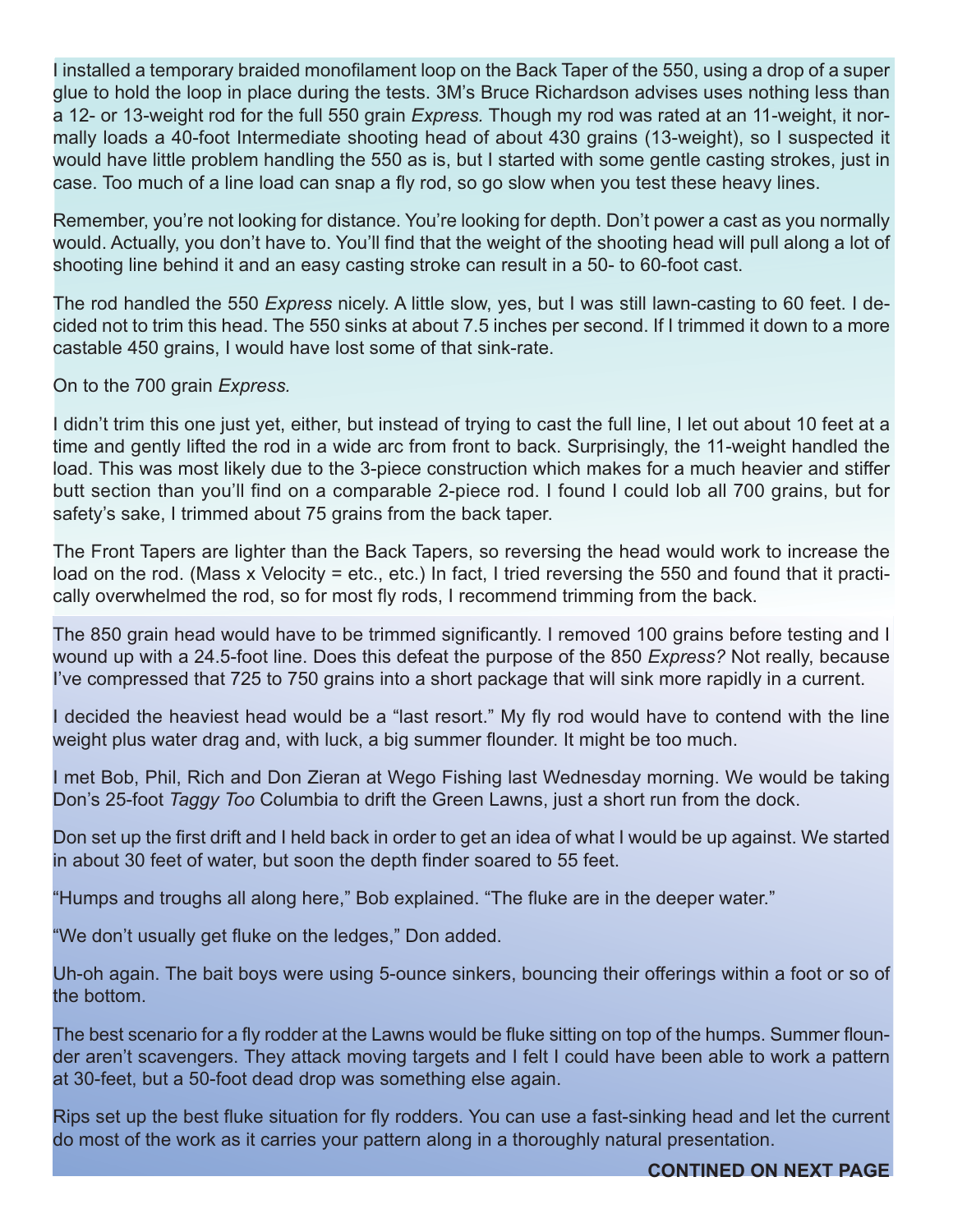I installed a temporary braided monofilament loop on the Back Taper of the 550, using a drop of a super glue to hold the loop in place during the tests. 3M's Bruce Richardson advises uses nothing less than a 12- or 13-weight rod for the full 550 grain *Express.* Though my rod was rated at an 11-weight, it normally loads a 40-foot Intermediate shooting head of about 430 grains (13-weight), so I suspected it would have little problem handling the 550 as is, but I started with some gentle casting strokes, just in case. Too much of a line load can snap a fly rod, so go slow when you test these heavy lines.

Remember, you're not looking for distance. You're looking for depth. Don't power a cast as you normally would. Actually, you don't have to. You'll find that the weight of the shooting head will pull along a lot of shooting line behind it and an easy casting stroke can result in a 50- to 60-foot cast.

The rod handled the 550 *Express* nicely. A little slow, yes, but I was still lawn-casting to 60 feet. I decided not to trim this head. The 550 sinks at about 7.5 inches per second. If I trimmed it down to a more castable 450 grains, I would have lost some of that sink-rate.

On to the 700 grain *Express.*

I didn't trim this one just yet, either, but instead of trying to cast the full line, I let out about 10 feet at a time and gently lifted the rod in a wide arc from front to back. Surprisingly, the 11-weight handled the load. This was most likely due to the 3-piece construction which makes for a much heavier and stiffer butt section than you'll find on a comparable 2-piece rod. I found I could lob all 700 grains, but for safety's sake, I trimmed about 75 grains from the back taper.

The Front Tapers are lighter than the Back Tapers, so reversing the head would work to increase the load on the rod. (Mass x Velocity = etc., etc.) In fact, I tried reversing the 550 and found that it practically overwhelmed the rod, so for most fly rods, I recommend trimming from the back.

The 850 grain head would have to be trimmed significantly. I removed 100 grains before testing and I wound up with a 24.5-foot line. Does this defeat the purpose of the 850 *Express?* Not really, because I've compressed that 725 to 750 grains into a short package that will sink more rapidly in a current.

I decided the heaviest head would be a "last resort." My fly rod would have to contend with the line weight plus water drag and, with luck, a big summer flounder. It might be too much.

I met Bob, Phil, Rich and Don Zieran at Wego Fishing last Wednesday morning. We would be taking Don's 25-foot *Taggy Too* Columbia to drift the Green Lawns, just a short run from the dock.

Don set up the first drift and I held back in order to get an idea of what I would be up against. We started in about 30 feet of water, but soon the depth finder soared to 55 feet.

"Humps and troughs all along here," Bob explained. "The fluke are in the deeper water."

"We don't usually get fluke on the ledges," Don added.

Uh-oh again. The bait boys were using 5-ounce sinkers, bouncing their offerings within a foot or so of the bottom.

The best scenario for a fly rodder at the Lawns would be fluke sitting on top of the humps. Summer flounder aren't scavengers. They attack moving targets and I felt I could have been able to work a pattern at 30-feet, but a 50-foot dead drop was something else again.

Rips set up the best fluke situation for fly rodders. You can use a fast-sinking head and let the current do most of the work as it carries your pattern along in a thoroughly natural presentation.

**CONTINED ON NEXT PAGE**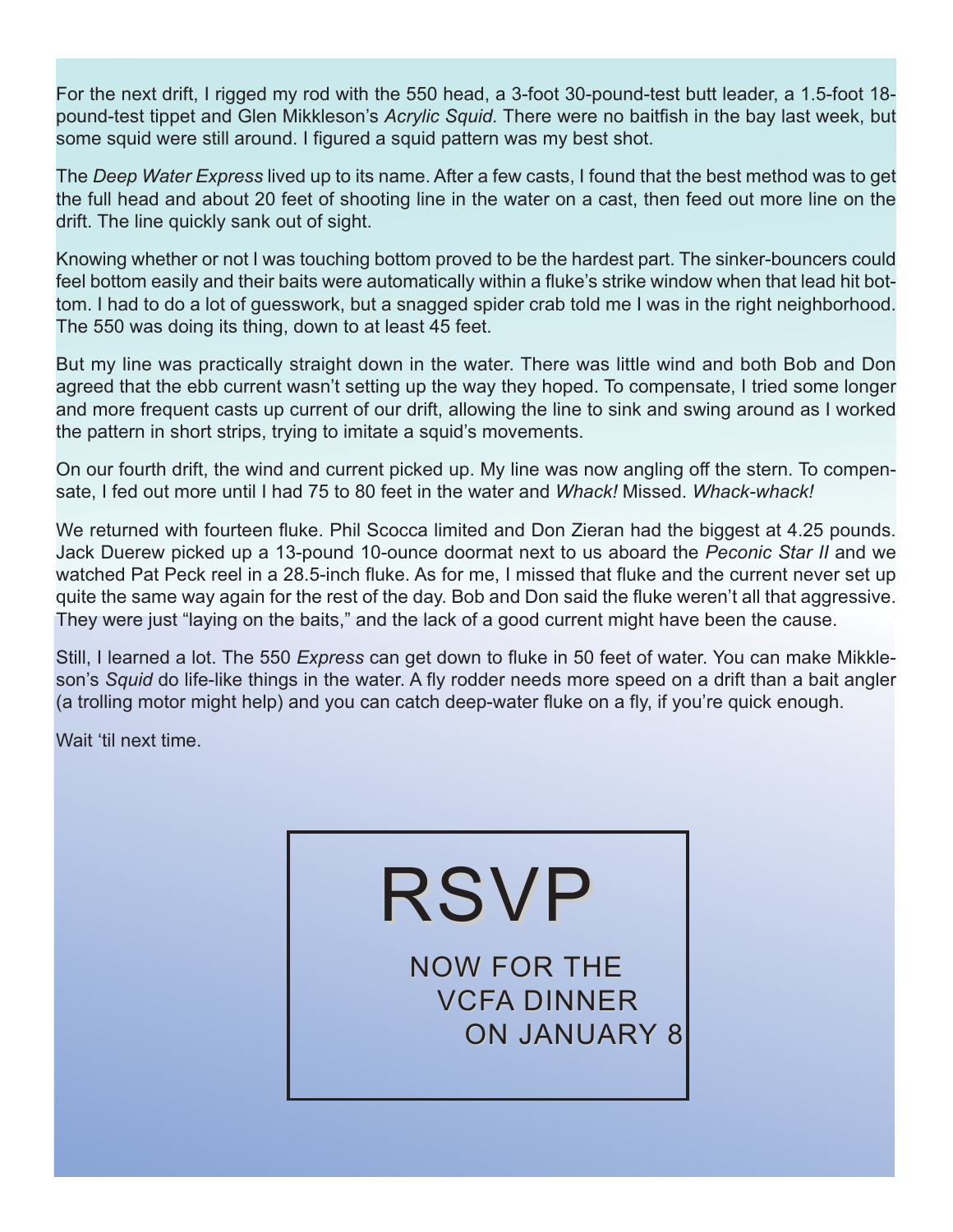For the next drift, I rigged my rod with the 550 head, a 3-foot 30-pound-test butt leader, a 1.5-foot 18-pound-test tippet and Glen Mikkleson's *Acrylic Squid.* There were no baitfish in the bay last week, but some squid were still around. I figured a squid pattern was my best shot.

The *Deep Water Express* lived up to its name. After a few casts, I found that the best method was to get the full head and about 20 feet of shooting line in the water on a cast, then feed out more line on the drift. The line quickly sank out of sight.

Knowing whether or not I was touching bottom proved to be the hardest part. The sinker-bouncers could feel bottom easily and their baits were automatically within a fluke's strike window when that lead hit bottom. I had to do a lot of guesswork, but a snagged spider crab told me I was in the right neighborhood. The 550 was doing its thing, down to at least 45 feet.

But my line was practically straight down in the water. There was little wind and both Bob and Don agreed that the ebb current wasn't setting up the way they hoped. To compensate, I tried some longer and more frequent casts up current of our drift, allowing the line to sink and swing around as I worked the pattern in short strips, trying to imitate a squid's movements.

On our fourth drift, the wind and current picked up. My line was now angling off the stern. To compensate, I fed out more until I had 75 to 80 feet in the water and *Whack!* Missed. *Whack-whack!*

We returned with fourteen fluke. Phil Scocca limited and Don Zieran had the biggest at 4.25 pounds. Jack Duerew picked up a 13-pound 10-ounce doormat next to us aboard the *Peconic Star II* and we watched Pat Peck reel in a 28.5-inch fluke. As for me, I missed that fluke and the current never set up quite the same way again for the rest of the day. Bob and Don said the fluke weren't all that aggressive. They were just "laying on the baits," and the lack of a good current might have been the cause.

Still, I learned a lot. The 550 *Express* can get down to fluke in 50 feet of water. You can make Mikkleson's *Squid* do life-like things in the water. A fly rodder needs more speed on a drift than a bait angler (a trolling motor might help) and you can catch deep-water fluke on a fly, if you're quick enough.

Wait 'til next time.

# RSVP

NOW FOR THE
VCFA DINNER
ON JANUARY 8